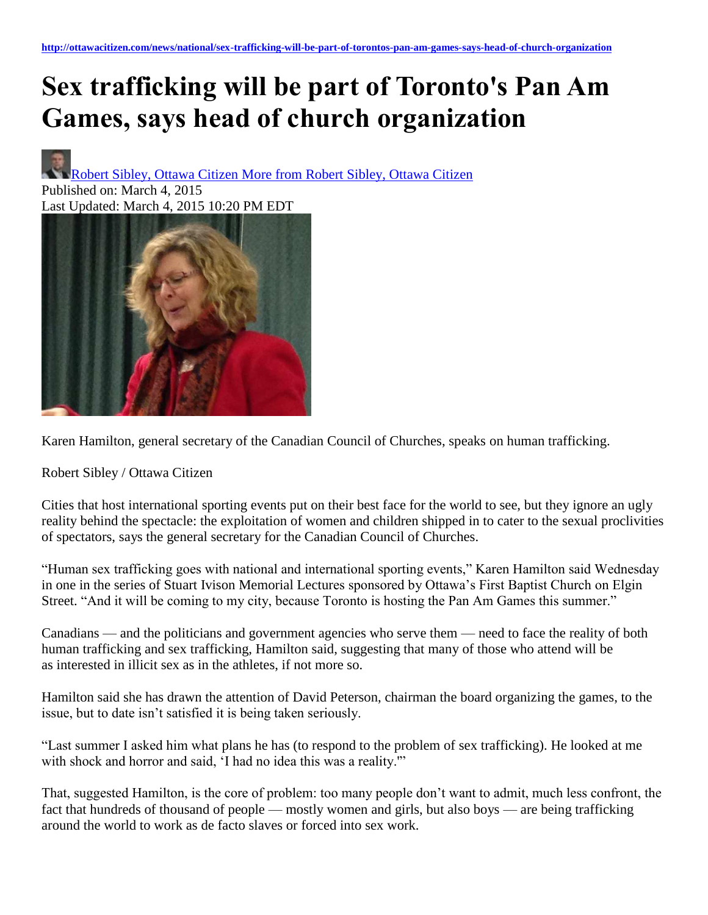http://ottawacitizen.com/news/national/sex-trafficking-will-be-part-of-torontos-pan-am-games-says-head-of-church-organization

# Sex trafficking will be part of Toronto's Pan Am Games, says head of church organization

Robert Sibley, Ottawa Citizen More from Robert Sibley, Ottawa Citizen

Published on: March 4, 2015

Last Updated: March 4, 2015 10:20 PM EDT

Karen Hamilton, general secretary of the Canadian Council of Churches, speaks on human trafficking.

Robert Sibley / Ottawa Citizen

Cities that host international sporting events put on their best face for the world to see, but they ignore an ugly reality behind the spectacle: the exploitation of women and children shipped in to cater to the sexual proclivities of spectators, says the general secretary for the Canadian Council of Churches.

"Human sex trafficking goes with national and international sporting events," Karen Hamilton said Wednesday in one in the series of Stuart Ivison Memorial Lectures sponsored by Ottawa's First Baptist Church on Elgin Street. "And it will be coming to my city, because Toronto is hosting the Pan Am Games this summer."

Canadians — and the politicians and government agencies who serve them — need to face the reality of both human trafficking and sex trafficking, Hamilton said, suggesting that many of those who attend will be as interested in illicit sex as in the athletes, if not more so.

Hamilton said she has drawn the attention of David Peterson, chairman the board organizing the games, to the issue, but to date isn't satisfied it is being taken seriously.

"Last summer I asked him what plans he has (to respond to the problem of sex trafficking). He looked at me with shock and horror and said, 'I had no idea this was a reality.'"

That, suggested Hamilton, is the core of problem: too many people don't want to admit, much less confront, the fact that hundreds of thousand of people — mostly women and girls, but also boys — are being trafficking around the world to work as de facto slaves or forced into sex work.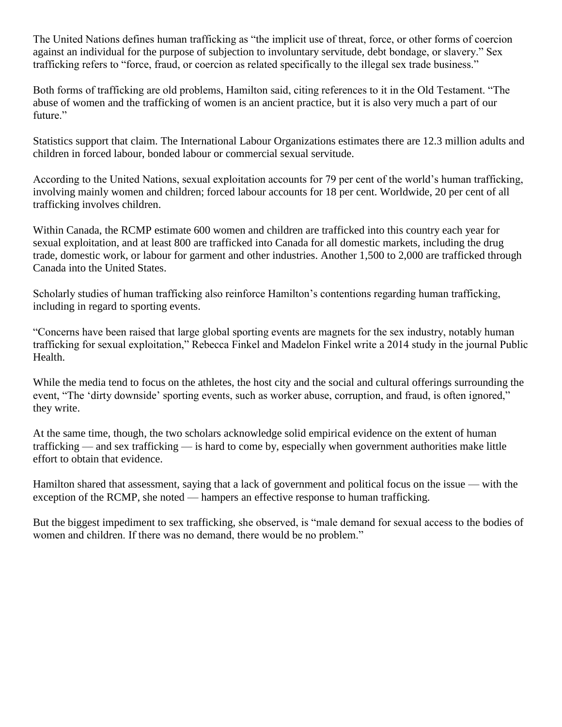The United Nations defines human trafficking as “the implicit use of threat, force, or other forms of coercion against an individual for the purpose of subjection to involuntary servitude, debt bondage, or slavery.” Sex trafficking refers to “force, fraud, or coercion as related specifically to the illegal sex trade business.”

Both forms of trafficking are old problems, Hamilton said, citing references to it in the Old Testament. “The abuse of women and the trafficking of women is an ancient practice, but it is also very much a part of our future.”

Statistics support that claim. The International Labour Organizations estimates there are 12.3 million adults and children in forced labour, bonded labour or commercial sexual servitude.

According to the United Nations, sexual exploitation accounts for 79 per cent of the world’s human trafficking, involving mainly women and children; forced labour accounts for 18 per cent. Worldwide, 20 per cent of all trafficking involves children.

Within Canada, the RCMP estimate 600 women and children are trafficked into this country each year for sexual exploitation, and at least 800 are trafficked into Canada for all domestic markets, including the drug trade, domestic work, or labour for garment and other industries. Another 1,500 to 2,000 are trafficked through Canada into the United States.

Scholarly studies of human trafficking also reinforce Hamilton’s contentions regarding human trafficking, including in regard to sporting events.

“Concerns have been raised that large global sporting events are magnets for the sex industry, notably human trafficking for sexual exploitation,” Rebecca Finkel and Madelon Finkel write a 2014 study in the journal Public Health.

While the media tend to focus on the athletes, the host city and the social and cultural offerings surrounding the event, “The ‘dirty downside’ sporting events, such as worker abuse, corruption, and fraud, is often ignored,” they write.

At the same time, though, the two scholars acknowledge solid empirical evidence on the extent of human trafficking — and sex trafficking — is hard to come by, especially when government authorities make little effort to obtain that evidence.

Hamilton shared that assessment, saying that a lack of government and political focus on the issue — with the exception of the RCMP, she noted — hampers an effective response to human trafficking.

But the biggest impediment to sex trafficking, she observed, is “male demand for sexual access to the bodies of women and children. If there was no demand, there would be no problem.”